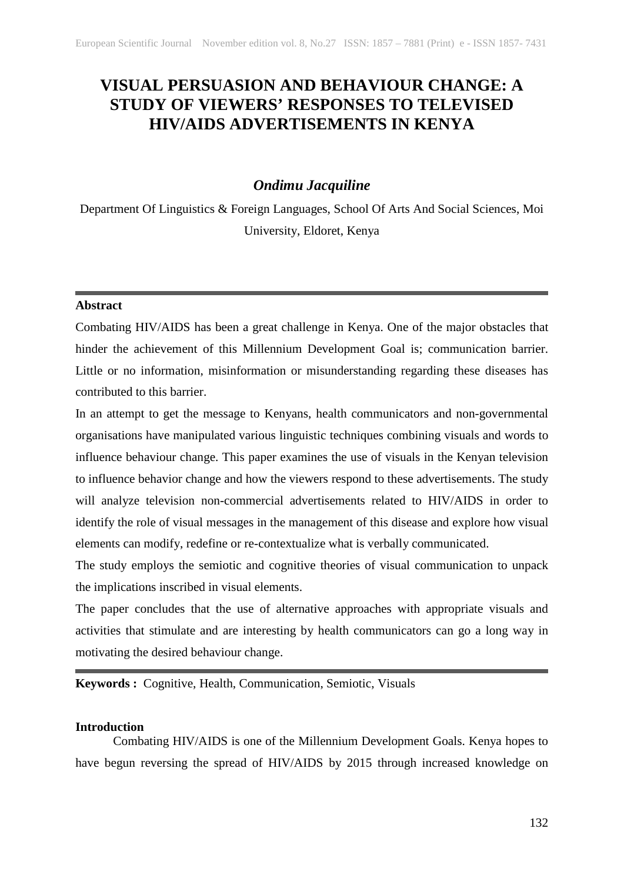# VISUAL PERSUASION AND BEHAVIOUR CHANGE: A STUDY OF VIEWERS' RESPONSES TO TELEVISED HIV/AIDS ADVERTISEMENTS IN KENYA

***Ondimu Jacquiline***

Department Of Linguistics & Foreign Languages, School Of Arts And Social Sciences, Moi University, Eldoret, Kenya

---

**Abstract**

Combating HIV/AIDS has been a great challenge in Kenya. One of the major obstacles that hinder the achievement of this Millennium Development Goal is; communication barrier. Little or no information, misinformation or misunderstanding regarding these diseases has contributed to this barrier.

In an attempt to get the message to Kenyans, health communicators and non-governmental organisations have manipulated various linguistic techniques combining visuals and words to influence behaviour change. This paper examines the use of visuals in the Kenyan television to influence behavior change and how the viewers respond to these advertisements. The study will analyze television non-commercial advertisements related to HIV/AIDS in order to identify the role of visual messages in the management of this disease and explore how visual elements can modify, redefine or re-contextualize what is verbally communicated.

The study employs the semiotic and cognitive theories of visual communication to unpack the implications inscribed in visual elements.

The paper concludes that the use of alternative approaches with appropriate visuals and activities that stimulate and are interesting by health communicators can go a long way in motivating the desired behaviour change.

---

**Keywords :** Cognitive, Health, Communication, Semiotic, Visuals

**Introduction**

Combating HIV/AIDS is one of the Millennium Development Goals. Kenya hopes to have begun reversing the spread of HIV/AIDS by 2015 through increased knowledge on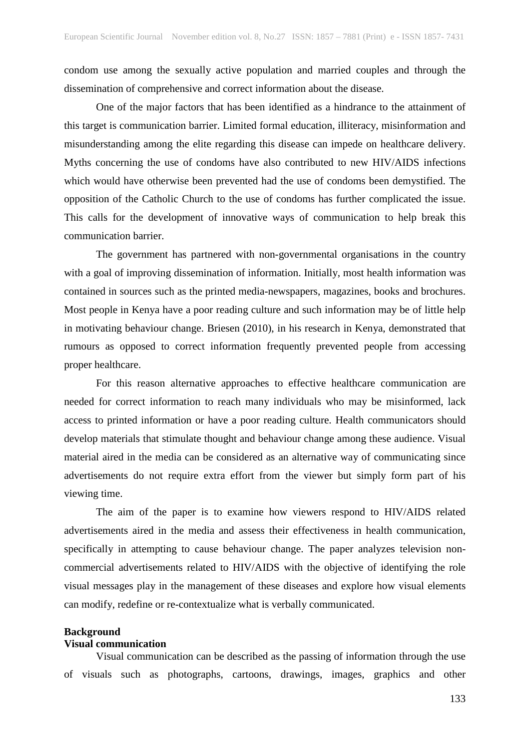condom use among the sexually active population and married couples and through the dissemination of comprehensive and correct information about the disease.

One of the major factors that has been identified as a hindrance to the attainment of this target is communication barrier. Limited formal education, illiteracy, misinformation and misunderstanding among the elite regarding this disease can impede on healthcare delivery. Myths concerning the use of condoms have also contributed to new HIV/AIDS infections which would have otherwise been prevented had the use of condoms been demystified. The opposition of the Catholic Church to the use of condoms has further complicated the issue. This calls for the development of innovative ways of communication to help break this communication barrier.

The government has partnered with non-governmental organisations in the country with a goal of improving dissemination of information. Initially, most health information was contained in sources such as the printed media-newspapers, magazines, books and brochures. Most people in Kenya have a poor reading culture and such information may be of little help in motivating behaviour change. Briesen (2010), in his research in Kenya, demonstrated that rumours as opposed to correct information frequently prevented people from accessing proper healthcare.

For this reason alternative approaches to effective healthcare communication are needed for correct information to reach many individuals who may be misinformed, lack access to printed information or have a poor reading culture. Health communicators should develop materials that stimulate thought and behaviour change among these audience. Visual material aired in the media can be considered as an alternative way of communicating since advertisements do not require extra effort from the viewer but simply form part of his viewing time.

The aim of the paper is to examine how viewers respond to HIV/AIDS related advertisements aired in the media and assess their effectiveness in health communication, specifically in attempting to cause behaviour change. The paper analyzes television non-commercial advertisements related to HIV/AIDS with the objective of identifying the role visual messages play in the management of these diseases and explore how visual elements can modify, redefine or re-contextualize what is verbally communicated.

## Background

### Visual communication

Visual communication can be described as the passing of information through the use of visuals such as photographs, cartoons, drawings, images, graphics and other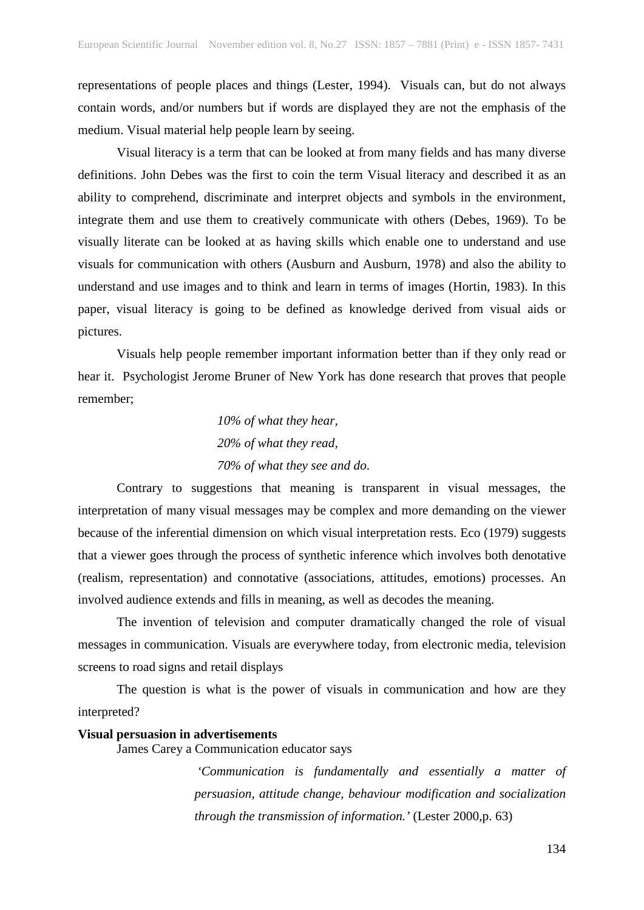representations of people places and things (Lester, 1994). Visuals can, but do not always contain words, and/or numbers but if words are displayed they are not the emphasis of the medium. Visual material help people learn by seeing.

Visual literacy is a term that can be looked at from many fields and has many diverse definitions. John Debes was the first to coin the term Visual literacy and described it as an ability to comprehend, discriminate and interpret objects and symbols in the environment, integrate them and use them to creatively communicate with others (Debes, 1969). To be visually literate can be looked at as having skills which enable one to understand and use visuals for communication with others (Ausburn and Ausburn, 1978) and also the ability to understand and use images and to think and learn in terms of images (Hortin, 1983). In this paper, visual literacy is going to be defined as knowledge derived from visual aids or pictures.

Visuals help people remember important information better than if they only read or hear it. Psychologist Jerome Bruner of New York has done research that proves that people remember;

> *10% of what they hear,*
> *20% of what they read,*
> *70% of what they see and do.*

Contrary to suggestions that meaning is transparent in visual messages, the interpretation of many visual messages may be complex and more demanding on the viewer because of the inferential dimension on which visual interpretation rests. Eco (1979) suggests that a viewer goes through the process of synthetic inference which involves both denotative (realism, representation) and connotative (associations, attitudes, emotions) processes. An involved audience extends and fills in meaning, as well as decodes the meaning.

The invention of television and computer dramatically changed the role of visual messages in communication. Visuals are everywhere today, from electronic media, television screens to road signs and retail displays

The question is what is the power of visuals in communication and how are they interpreted?

**Visual persuasion in advertisements**

James Carey a Communication educator says

> *'Communication is fundamentally and essentially a matter of persuasion, attitude change, behaviour modification and socialization through the transmission of information.'* (Lester 2000,p. 63)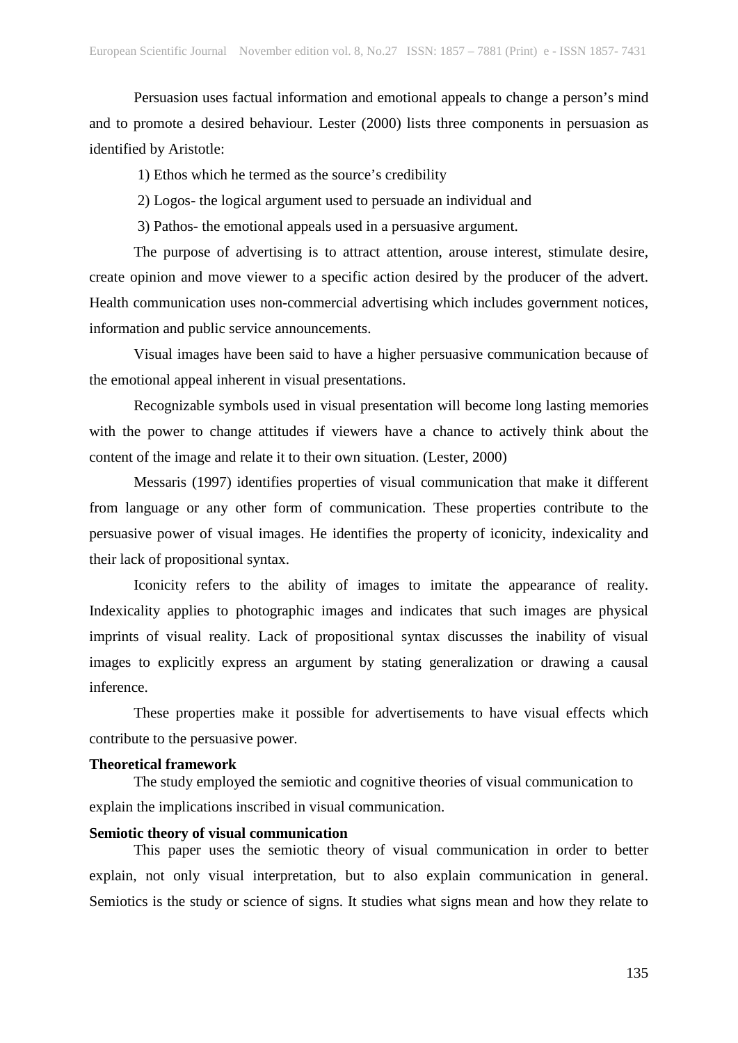Persuasion uses factual information and emotional appeals to change a person's mind and to promote a desired behaviour. Lester (2000) lists three components in persuasion as identified by Aristotle:

1) Ethos which he termed as the source's credibility

2) Logos- the logical argument used to persuade an individual and

3) Pathos- the emotional appeals used in a persuasive argument.

The purpose of advertising is to attract attention, arouse interest, stimulate desire, create opinion and move viewer to a specific action desired by the producer of the advert. Health communication uses non-commercial advertising which includes government notices, information and public service announcements.

Visual images have been said to have a higher persuasive communication because of the emotional appeal inherent in visual presentations.

Recognizable symbols used in visual presentation will become long lasting memories with the power to change attitudes if viewers have a chance to actively think about the content of the image and relate it to their own situation. (Lester, 2000)

Messaris (1997) identifies properties of visual communication that make it different from language or any other form of communication. These properties contribute to the persuasive power of visual images. He identifies the property of iconicity, indexicality and their lack of propositional syntax.

Iconicity refers to the ability of images to imitate the appearance of reality. Indexicality applies to photographic images and indicates that such images are physical imprints of visual reality. Lack of propositional syntax discusses the inability of visual images to explicitly express an argument by stating generalization or drawing a causal inference.

These properties make it possible for advertisements to have visual effects which contribute to the persuasive power.

## Theoretical framework

The study employed the semiotic and cognitive theories of visual communication to explain the implications inscribed in visual communication.

### Semiotic theory of visual communication

This paper uses the semiotic theory of visual communication in order to better explain, not only visual interpretation, but to also explain communication in general. Semiotics is the study or science of signs. It studies what signs mean and how they relate to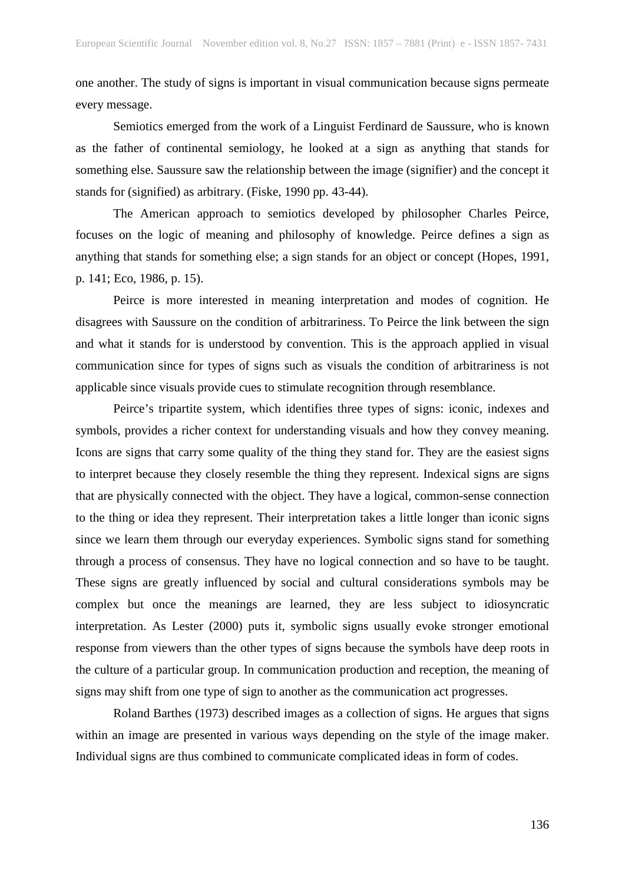one another. The study of signs is important in visual communication because signs permeate every message.

Semiotics emerged from the work of a Linguist Ferdinard de Saussure, who is known as the father of continental semiology, he looked at a sign as anything that stands for something else. Saussure saw the relationship between the image (signifier) and the concept it stands for (signified) as arbitrary. (Fiske, 1990 pp. 43-44).

The American approach to semiotics developed by philosopher Charles Peirce, focuses on the logic of meaning and philosophy of knowledge. Peirce defines a sign as anything that stands for something else; a sign stands for an object or concept (Hopes, 1991, p. 141; Eco, 1986, p. 15).

Peirce is more interested in meaning interpretation and modes of cognition. He disagrees with Saussure on the condition of arbitrariness. To Peirce the link between the sign and what it stands for is understood by convention. This is the approach applied in visual communication since for types of signs such as visuals the condition of arbitrariness is not applicable since visuals provide cues to stimulate recognition through resemblance.

Peirce's tripartite system, which identifies three types of signs: iconic, indexes and symbols, provides a richer context for understanding visuals and how they convey meaning. Icons are signs that carry some quality of the thing they stand for. They are the easiest signs to interpret because they closely resemble the thing they represent. Indexical signs are signs that are physically connected with the object. They have a logical, common-sense connection to the thing or idea they represent. Their interpretation takes a little longer than iconic signs since we learn them through our everyday experiences. Symbolic signs stand for something through a process of consensus. They have no logical connection and so have to be taught. These signs are greatly influenced by social and cultural considerations symbols may be complex but once the meanings are learned, they are less subject to idiosyncratic interpretation. As Lester (2000) puts it, symbolic signs usually evoke stronger emotional response from viewers than the other types of signs because the symbols have deep roots in the culture of a particular group. In communication production and reception, the meaning of signs may shift from one type of sign to another as the communication act progresses.

Roland Barthes (1973) described images as a collection of signs. He argues that signs within an image are presented in various ways depending on the style of the image maker. Individual signs are thus combined to communicate complicated ideas in form of codes.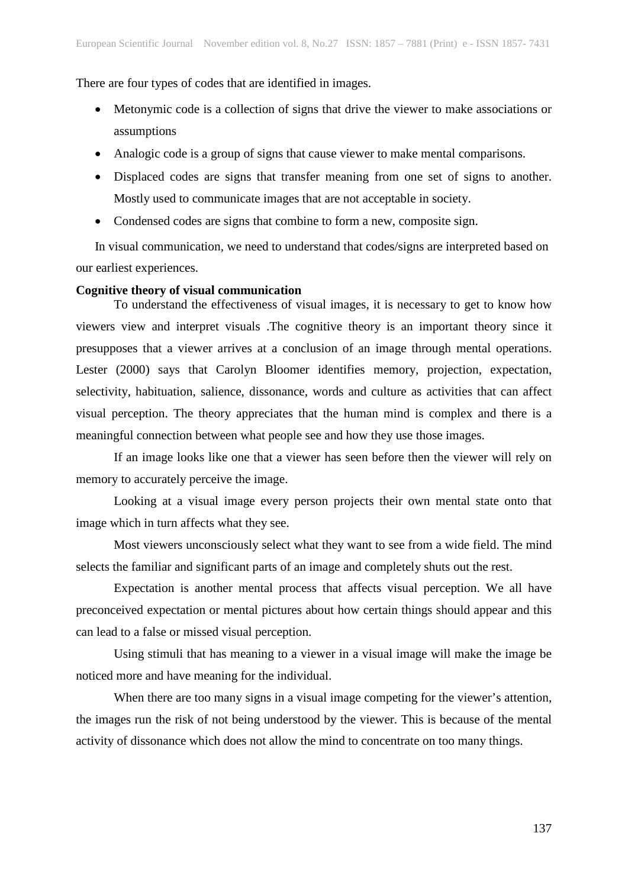There are four types of codes that are identified in images.

- Metonymic code is a collection of signs that drive the viewer to make associations or assumptions
- Analogic code is a group of signs that cause viewer to make mental comparisons.
- Displaced codes are signs that transfer meaning from one set of signs to another. Mostly used to communicate images that are not acceptable in society.
- Condensed codes are signs that combine to form a new, composite sign.

In visual communication, we need to understand that codes/signs are interpreted based on our earliest experiences.

**Cognitive theory of visual communication**

To understand the effectiveness of visual images, it is necessary to get to know how viewers view and interpret visuals .The cognitive theory is an important theory since it presupposes that a viewer arrives at a conclusion of an image through mental operations. Lester (2000) says that Carolyn Bloomer identifies memory, projection, expectation, selectivity, habituation, salience, dissonance, words and culture as activities that can affect visual perception. The theory appreciates that the human mind is complex and there is a meaningful connection between what people see and how they use those images.

If an image looks like one that a viewer has seen before then the viewer will rely on memory to accurately perceive the image.

Looking at a visual image every person projects their own mental state onto that image which in turn affects what they see.

Most viewers unconsciously select what they want to see from a wide field. The mind selects the familiar and significant parts of an image and completely shuts out the rest.

Expectation is another mental process that affects visual perception. We all have preconceived expectation or mental pictures about how certain things should appear and this can lead to a false or missed visual perception.

Using stimuli that has meaning to a viewer in a visual image will make the image be noticed more and have meaning for the individual.

When there are too many signs in a visual image competing for the viewer's attention, the images run the risk of not being understood by the viewer. This is because of the mental activity of dissonance which does not allow the mind to concentrate on too many things.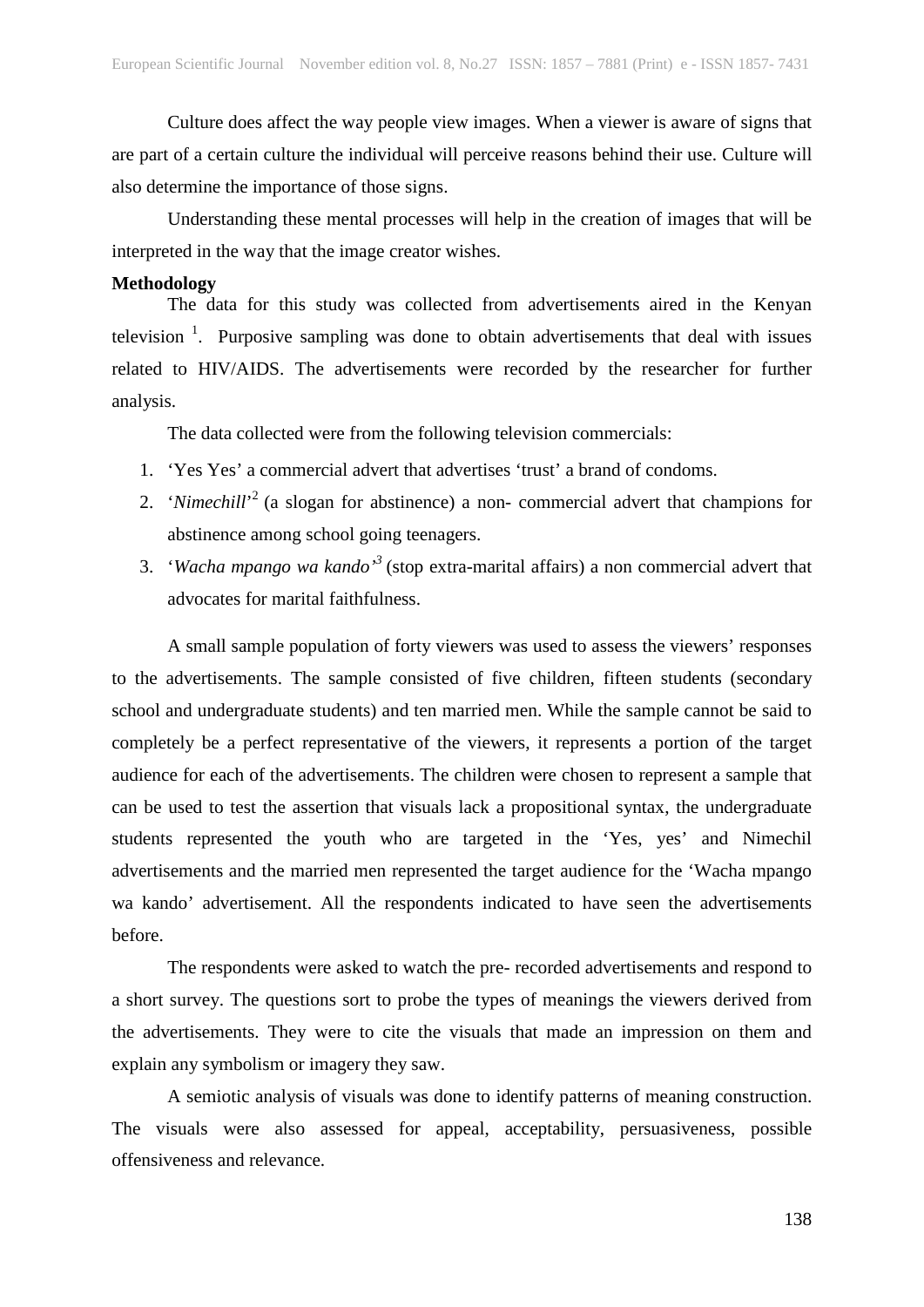Culture does affect the way people view images. When a viewer is aware of signs that are part of a certain culture the individual will perceive reasons behind their use. Culture will also determine the importance of those signs.

Understanding these mental processes will help in the creation of images that will be interpreted in the way that the image creator wishes.

**Methodology**

The data for this study was collected from advertisements aired in the Kenyan television [1]. Purposive sampling was done to obtain advertisements that deal with issues related to HIV/AIDS. The advertisements were recorded by the researcher for further analysis.

The data collected were from the following television commercials:

1. 'Yes Yes' a commercial advert that advertises 'trust' a brand of condoms.
2. '*Nimechill*'[2] (a slogan for abstinence) a non- commercial advert that champions for abstinence among school going teenagers.
3. '*Wacha mpango wa kando'*[3] (stop extra-marital affairs) a non commercial advert that advocates for marital faithfulness.

A small sample population of forty viewers was used to assess the viewers' responses to the advertisements. The sample consisted of five children, fifteen students (secondary school and undergraduate students) and ten married men. While the sample cannot be said to completely be a perfect representative of the viewers, it represents a portion of the target audience for each of the advertisements. The children were chosen to represent a sample that can be used to test the assertion that visuals lack a propositional syntax, the undergraduate students represented the youth who are targeted in the 'Yes, yes' and Nimechil advertisements and the married men represented the target audience for the 'Wacha mpango wa kando' advertisement. All the respondents indicated to have seen the advertisements before.

The respondents were asked to watch the pre- recorded advertisements and respond to a short survey. The questions sort to probe the types of meanings the viewers derived from the advertisements. They were to cite the visuals that made an impression on them and explain any symbolism or imagery they saw.

A semiotic analysis of visuals was done to identify patterns of meaning construction. The visuals were also assessed for appeal, acceptability, persuasiveness, possible offensiveness and relevance.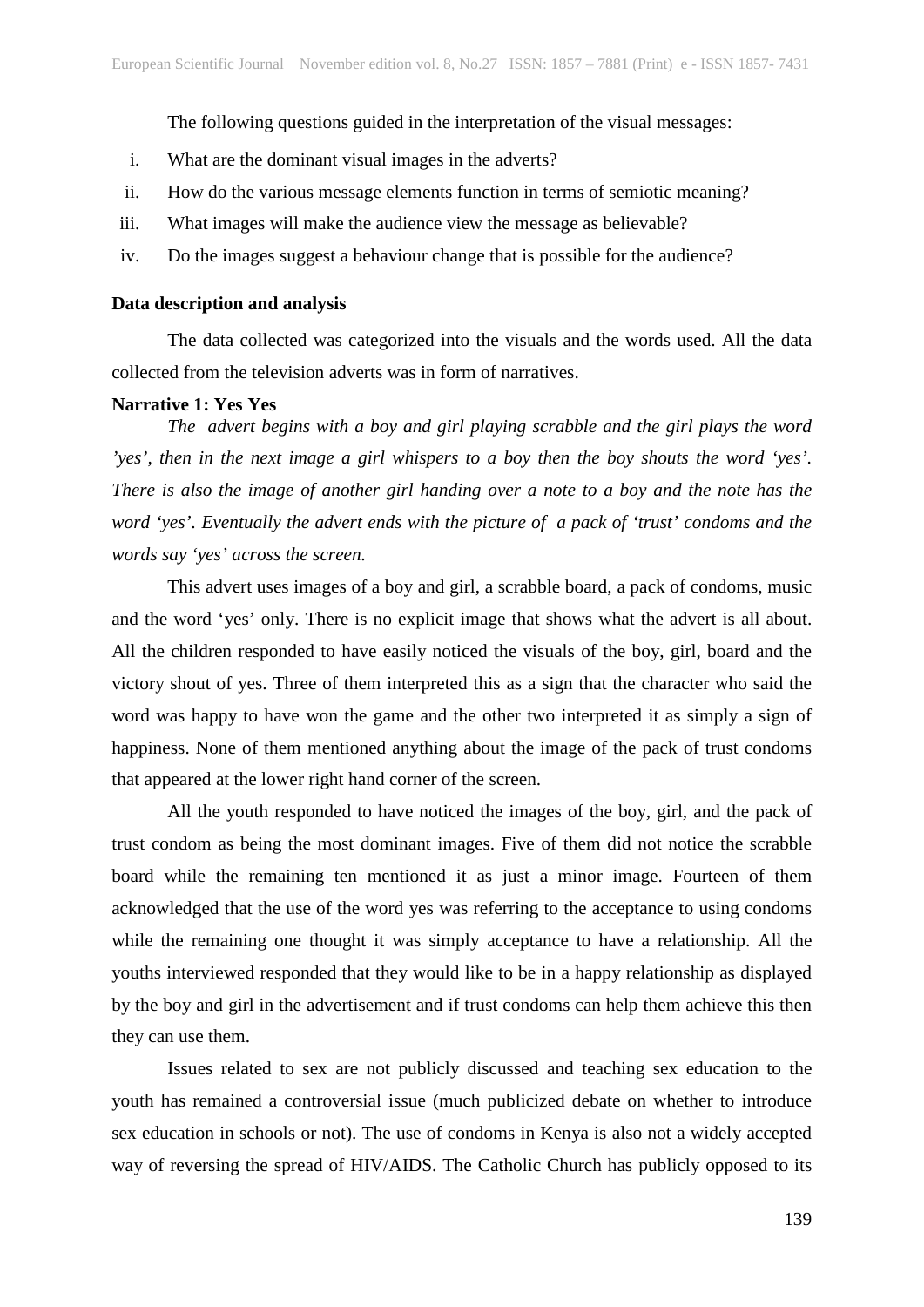The following questions guided in the interpretation of the visual messages:

i. What are the dominant visual images in the adverts?
ii. How do the various message elements function in terms of semiotic meaning?
iii. What images will make the audience view the message as believable?
iv. Do the images suggest a behaviour change that is possible for the audience?

**Data description and analysis**

The data collected was categorized into the visuals and the words used. All the data collected from the television adverts was in form of narratives.

**Narrative 1: Yes Yes**

*The advert begins with a boy and girl playing scrabble and the girl plays the word 'yes', then in the next image a girl whispers to a boy then the boy shouts the word 'yes'. There is also the image of another girl handing over a note to a boy and the note has the word 'yes'. Eventually the advert ends with the picture of a pack of 'trust' condoms and the words say 'yes' across the screen.*

This advert uses images of a boy and girl, a scrabble board, a pack of condoms, music and the word 'yes' only. There is no explicit image that shows what the advert is all about. All the children responded to have easily noticed the visuals of the boy, girl, board and the victory shout of yes. Three of them interpreted this as a sign that the character who said the word was happy to have won the game and the other two interpreted it as simply a sign of happiness. None of them mentioned anything about the image of the pack of trust condoms that appeared at the lower right hand corner of the screen.

All the youth responded to have noticed the images of the boy, girl, and the pack of trust condom as being the most dominant images. Five of them did not notice the scrabble board while the remaining ten mentioned it as just a minor image. Fourteen of them acknowledged that the use of the word yes was referring to the acceptance to using condoms while the remaining one thought it was simply acceptance to have a relationship. All the youths interviewed responded that they would like to be in a happy relationship as displayed by the boy and girl in the advertisement and if trust condoms can help them achieve this then they can use them.

Issues related to sex are not publicly discussed and teaching sex education to the youth has remained a controversial issue (much publicized debate on whether to introduce sex education in schools or not). The use of condoms in Kenya is also not a widely accepted way of reversing the spread of HIV/AIDS. The Catholic Church has publicly opposed to its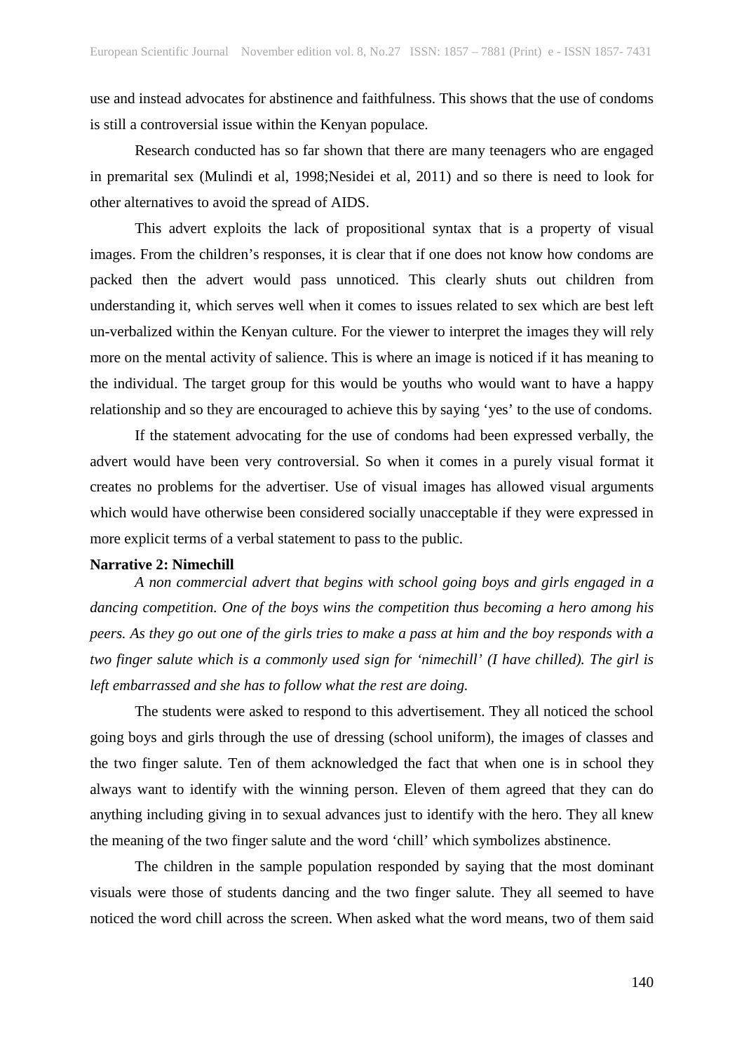use and instead advocates for abstinence and faithfulness. This shows that the use of condoms is still a controversial issue within the Kenyan populace.

Research conducted has so far shown that there are many teenagers who are engaged in premarital sex (Mulindi et al, 1998;Nesidei et al, 2011) and so there is need to look for other alternatives to avoid the spread of AIDS.

This advert exploits the lack of propositional syntax that is a property of visual images. From the children's responses, it is clear that if one does not know how condoms are packed then the advert would pass unnoticed. This clearly shuts out children from understanding it, which serves well when it comes to issues related to sex which are best left un-verbalized within the Kenyan culture. For the viewer to interpret the images they will rely more on the mental activity of salience. This is where an image is noticed if it has meaning to the individual. The target group for this would be youths who would want to have a happy relationship and so they are encouraged to achieve this by saying 'yes' to the use of condoms.

If the statement advocating for the use of condoms had been expressed verbally, the advert would have been very controversial. So when it comes in a purely visual format it creates no problems for the advertiser. Use of visual images has allowed visual arguments which would have otherwise been considered socially unacceptable if they were expressed in more explicit terms of a verbal statement to pass to the public.

**Narrative 2: Nimechill**

*A non commercial advert that begins with school going boys and girls engaged in a dancing competition. One of the boys wins the competition thus becoming a hero among his peers. As they go out one of the girls tries to make a pass at him and the boy responds with a two finger salute which is a commonly used sign for 'nimechill' (I have chilled). The girl is left embarrassed and she has to follow what the rest are doing.*

The students were asked to respond to this advertisement. They all noticed the school going boys and girls through the use of dressing (school uniform), the images of classes and the two finger salute. Ten of them acknowledged the fact that when one is in school they always want to identify with the winning person. Eleven of them agreed that they can do anything including giving in to sexual advances just to identify with the hero. They all knew the meaning of the two finger salute and the word 'chill' which symbolizes abstinence.

The children in the sample population responded by saying that the most dominant visuals were those of students dancing and the two finger salute. They all seemed to have noticed the word chill across the screen. When asked what the word means, two of them said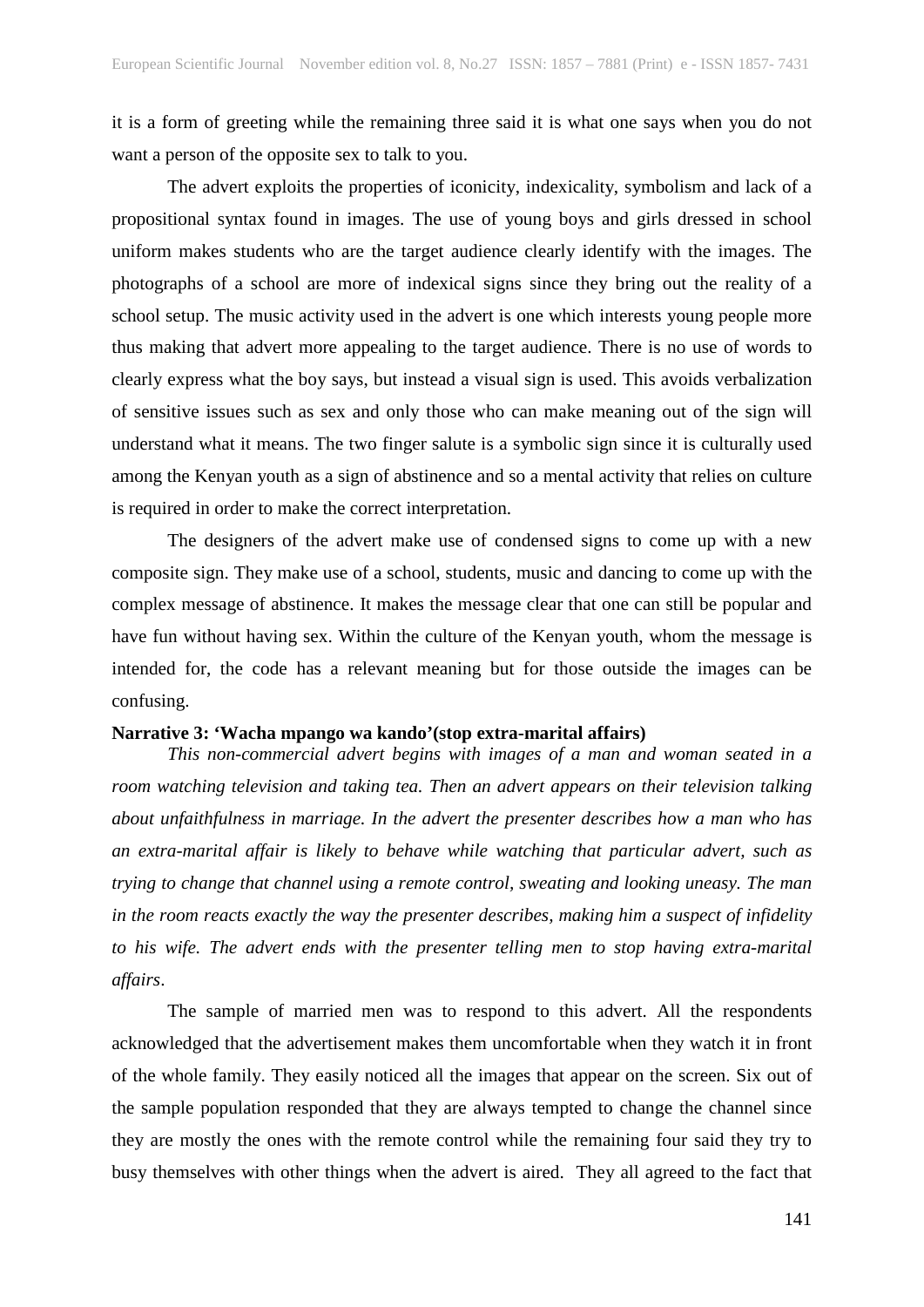it is a form of greeting while the remaining three said it is what one says when you do not want a person of the opposite sex to talk to you.

The advert exploits the properties of iconicity, indexicality, symbolism and lack of a propositional syntax found in images. The use of young boys and girls dressed in school uniform makes students who are the target audience clearly identify with the images. The photographs of a school are more of indexical signs since they bring out the reality of a school setup. The music activity used in the advert is one which interests young people more thus making that advert more appealing to the target audience. There is no use of words to clearly express what the boy says, but instead a visual sign is used. This avoids verbalization of sensitive issues such as sex and only those who can make meaning out of the sign will understand what it means. The two finger salute is a symbolic sign since it is culturally used among the Kenyan youth as a sign of abstinence and so a mental activity that relies on culture is required in order to make the correct interpretation.

The designers of the advert make use of condensed signs to come up with a new composite sign. They make use of a school, students, music and dancing to come up with the complex message of abstinence. It makes the message clear that one can still be popular and have fun without having sex. Within the culture of the Kenyan youth, whom the message is intended for, the code has a relevant meaning but for those outside the images can be confusing.

**Narrative 3: 'Wacha mpango wa kando'(stop extra-marital affairs)**

*This non-commercial advert begins with images of a man and woman seated in a room watching television and taking tea. Then an advert appears on their television talking about unfaithfulness in marriage. In the advert the presenter describes how a man who has an extra-marital affair is likely to behave while watching that particular advert, such as trying to change that channel using a remote control, sweating and looking uneasy. The man in the room reacts exactly the way the presenter describes, making him a suspect of infidelity to his wife. The advert ends with the presenter telling men to stop having extra-marital affairs*.

The sample of married men was to respond to this advert. All the respondents acknowledged that the advertisement makes them uncomfortable when they watch it in front of the whole family. They easily noticed all the images that appear on the screen. Six out of the sample population responded that they are always tempted to change the channel since they are mostly the ones with the remote control while the remaining four said they try to busy themselves with other things when the advert is aired. They all agreed to the fact that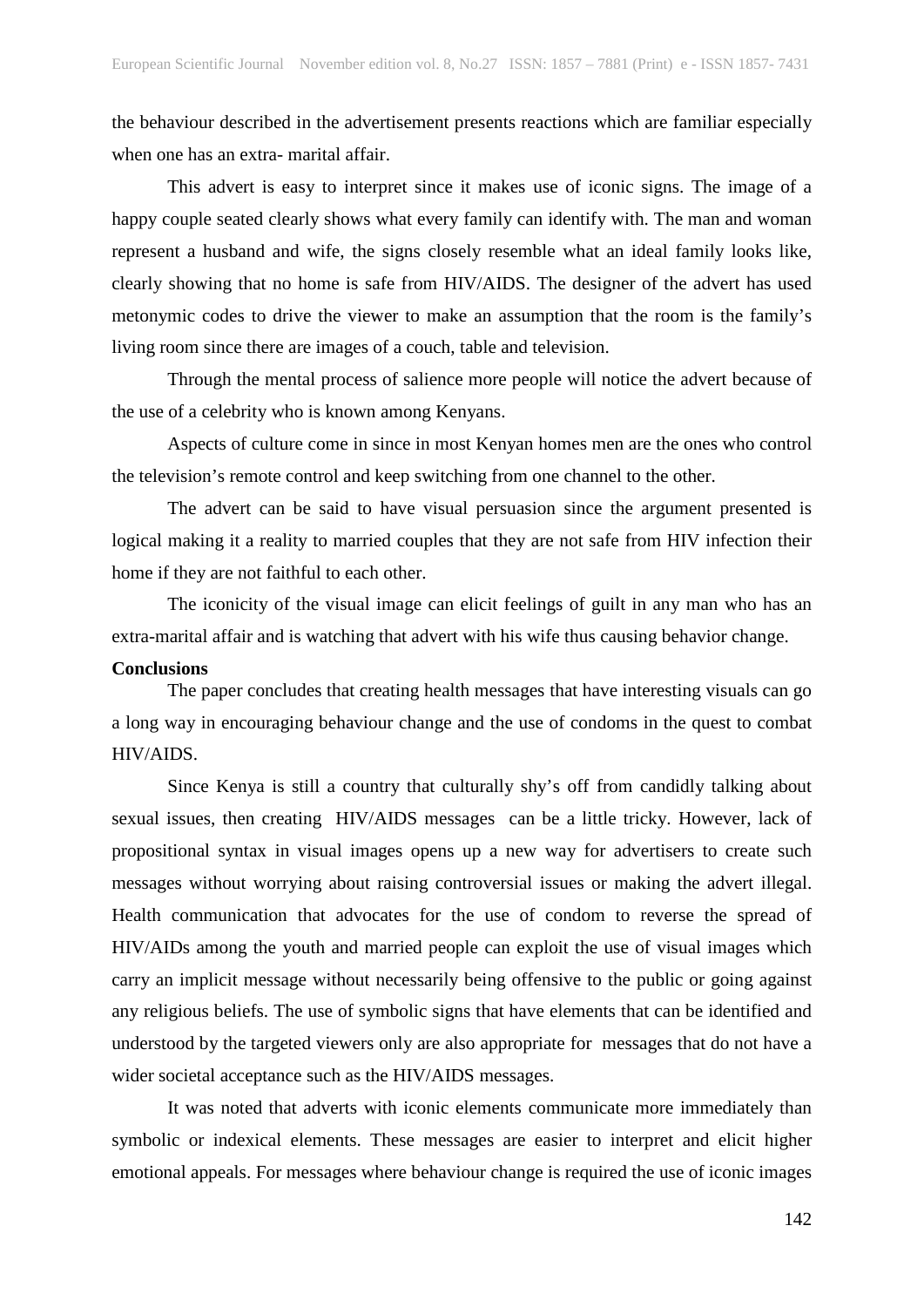the behaviour described in the advertisement presents reactions which are familiar especially when one has an extra- marital affair.

This advert is easy to interpret since it makes use of iconic signs. The image of a happy couple seated clearly shows what every family can identify with. The man and woman represent a husband and wife, the signs closely resemble what an ideal family looks like, clearly showing that no home is safe from HIV/AIDS. The designer of the advert has used metonymic codes to drive the viewer to make an assumption that the room is the family's living room since there are images of a couch, table and television.

Through the mental process of salience more people will notice the advert because of the use of a celebrity who is known among Kenyans.

Aspects of culture come in since in most Kenyan homes men are the ones who control the television's remote control and keep switching from one channel to the other.

The advert can be said to have visual persuasion since the argument presented is logical making it a reality to married couples that they are not safe from HIV infection their home if they are not faithful to each other.

The iconicity of the visual image can elicit feelings of guilt in any man who has an extra-marital affair and is watching that advert with his wife thus causing behavior change.

**Conclusions**

The paper concludes that creating health messages that have interesting visuals can go a long way in encouraging behaviour change and the use of condoms in the quest to combat HIV/AIDS.

Since Kenya is still a country that culturally shy's off from candidly talking about sexual issues, then creating HIV/AIDS messages can be a little tricky. However, lack of propositional syntax in visual images opens up a new way for advertisers to create such messages without worrying about raising controversial issues or making the advert illegal. Health communication that advocates for the use of condom to reverse the spread of HIV/AIDs among the youth and married people can exploit the use of visual images which carry an implicit message without necessarily being offensive to the public or going against any religious beliefs. The use of symbolic signs that have elements that can be identified and understood by the targeted viewers only are also appropriate for messages that do not have a wider societal acceptance such as the HIV/AIDS messages.

It was noted that adverts with iconic elements communicate more immediately than symbolic or indexical elements. These messages are easier to interpret and elicit higher emotional appeals. For messages where behaviour change is required the use of iconic images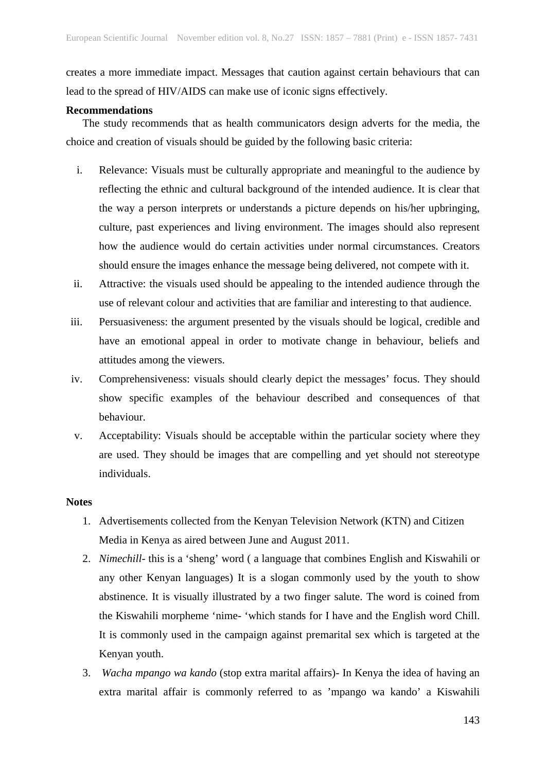creates a more immediate impact. Messages that caution against certain behaviours that can lead to the spread of HIV/AIDS can make use of iconic signs effectively.

**Recommendations**

The study recommends that as health communicators design adverts for the media, the choice and creation of visuals should be guided by the following basic criteria:

i. Relevance: Visuals must be culturally appropriate and meaningful to the audience by reflecting the ethnic and cultural background of the intended audience. It is clear that the way a person interprets or understands a picture depends on his/her upbringing, culture, past experiences and living environment. The images should also represent how the audience would do certain activities under normal circumstances. Creators should ensure the images enhance the message being delivered, not compete with it.
ii. Attractive: the visuals used should be appealing to the intended audience through the use of relevant colour and activities that are familiar and interesting to that audience.
iii. Persuasiveness: the argument presented by the visuals should be logical, credible and have an emotional appeal in order to motivate change in behaviour, beliefs and attitudes among the viewers.
iv. Comprehensiveness: visuals should clearly depict the messages' focus. They should show specific examples of the behaviour described and consequences of that behaviour.
v. Acceptability: Visuals should be acceptable within the particular society where they are used. They should be images that are compelling and yet should not stereotype individuals.

**Notes**

1. Advertisements collected from the Kenyan Television Network (KTN) and Citizen Media in Kenya as aired between June and August 2011.
2. *Nimechill*- this is a 'sheng' word ( a language that combines English and Kiswahili or any other Kenyan languages) It is a slogan commonly used by the youth to show abstinence. It is visually illustrated by a two finger salute. The word is coined from the Kiswahili morpheme 'nime- 'which stands for I have and the English word Chill. It is commonly used in the campaign against premarital sex which is targeted at the Kenyan youth.
3. *Wacha mpango wa kando* (stop extra marital affairs)- In Kenya the idea of having an extra marital affair is commonly referred to as 'mpango wa kando' a Kiswahili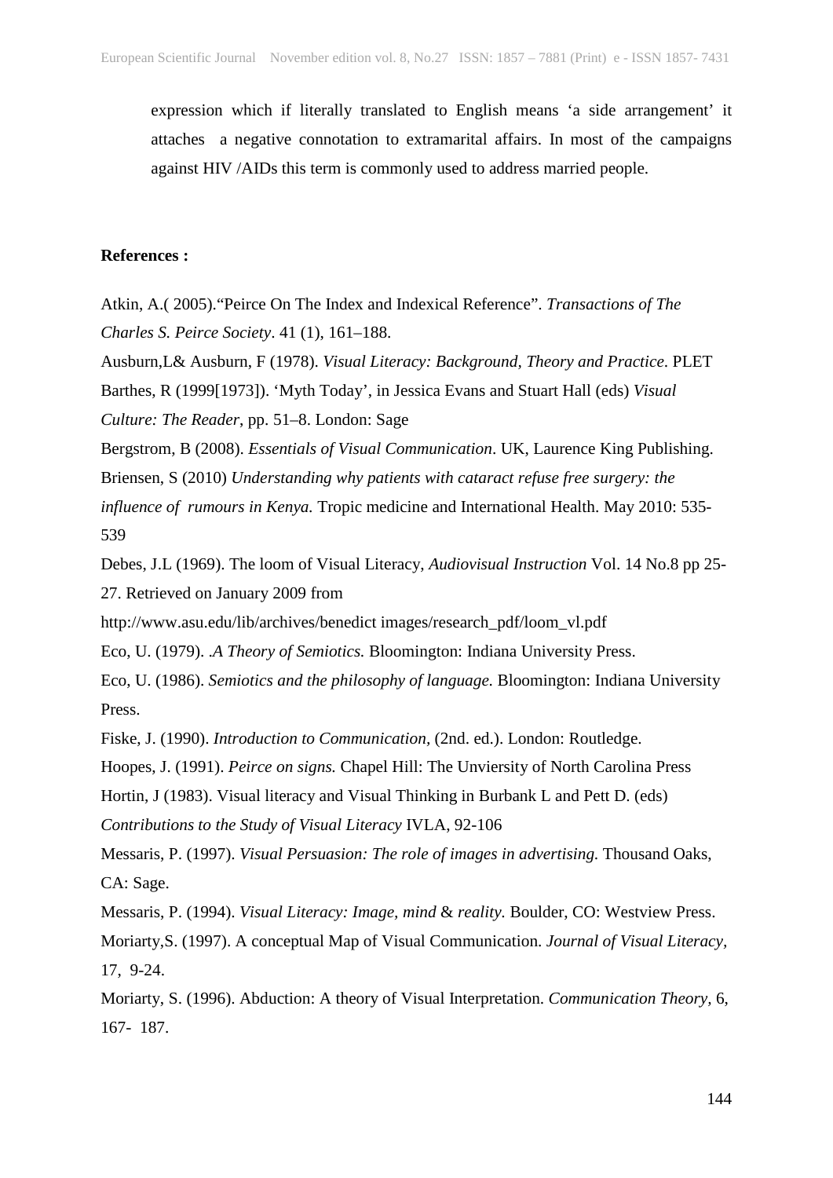expression which if literally translated to English means 'a side arrangement' it attaches a negative connotation to extramarital affairs. In most of the campaigns against HIV /AIDs this term is commonly used to address married people.

**References :**

Atkin, A.( 2005)."Peirce On The Index and Indexical Reference". *Transactions of The Charles S. Peirce Society*. 41 (1), 161–188.

Ausburn,L& Ausburn, F (1978). *Visual Literacy: Background, Theory and Practice*. PLET

Barthes, R (1999[1973]). 'Myth Today', in Jessica Evans and Stuart Hall (eds) *Visual Culture: The Reader*, pp. 51–8. London: Sage

Bergstrom, B (2008). *Essentials of Visual Communication*. UK, Laurence King Publishing.

Briensen, S (2010) *Understanding why patients with cataract refuse free surgery: the influence of rumours in Kenya.* Tropic medicine and International Health. May 2010: 535-539

Debes, J.L (1969). The loom of Visual Literacy, *Audiovisual Instruction* Vol. 14 No.8 pp 25-27. Retrieved on January 2009 from http://www.asu.edu/lib/archives/benedict images/research_pdf/loom_vl.pdf

Eco, U. (1979). *.A Theory of Semiotics.* Bloomington: Indiana University Press.

Eco, U. (1986). *Semiotics and the philosophy of language.* Bloomington: Indiana University Press.

Fiske, J. (1990). *Introduction to Communication,* (2nd. ed.). London: Routledge.

Hoopes, J. (1991). *Peirce on signs.* Chapel Hill: The Unviersity of North Carolina Press

Hortin, J (1983). Visual literacy and Visual Thinking in Burbank L and Pett D. (eds) *Contributions to the Study of Visual Literacy* IVLA, 92-106

Messaris, P. (1997). *Visual Persuasion: The role of images in advertising.* Thousand Oaks, CA: Sage.

Messaris, P. (1994). *Visual Literacy: Image, mind* & *reality.* Boulder, CO: Westview Press.

Moriarty,S. (1997). A conceptual Map of Visual Communication. *Journal of Visual Literacy,* 17, 9-24.

Moriarty, S. (1996). Abduction: A theory of Visual Interpretation. *Communication Theory,* 6, 167- 187.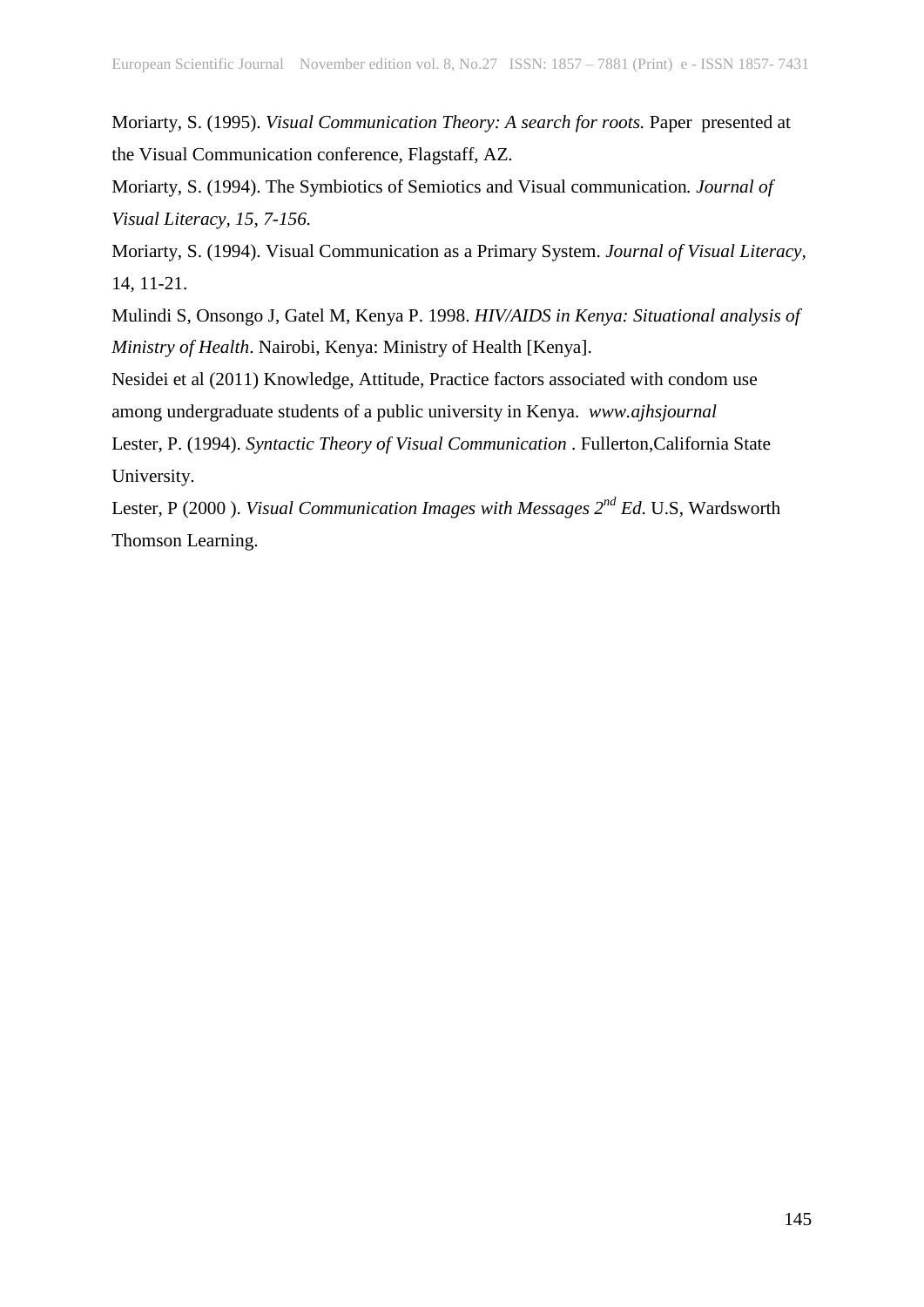Moriarty, S. (1995). *Visual Communication Theory: A search for roots.* Paper presented at the Visual Communication conference, Flagstaff, AZ.

Moriarty, S. (1994). The Symbiotics of Semiotics and Visual communication*. Journal of Visual Literacy, 15, 7-156.*

Moriarty, S. (1994). Visual Communication as a Primary System. *Journal of Visual Literacy,* 14, 11-21.

Mulindi S, Onsongo J, Gatel M, Kenya P. 1998. *HIV/AIDS in Kenya: Situational analysis of Ministry of Health*. Nairobi, Kenya: Ministry of Health [Kenya].

Nesidei et al (2011) Knowledge, Attitude, Practice factors associated with condom use among undergraduate students of a public university in Kenya. *www.ajhsjournal*

Lester, P. (1994). *Syntactic Theory of Visual Communication* . Fullerton,California State University.

Lester, P (2000 ). *Visual Communication Images with Messages 2nd Ed*. U.S, Wardsworth Thomson Learning.